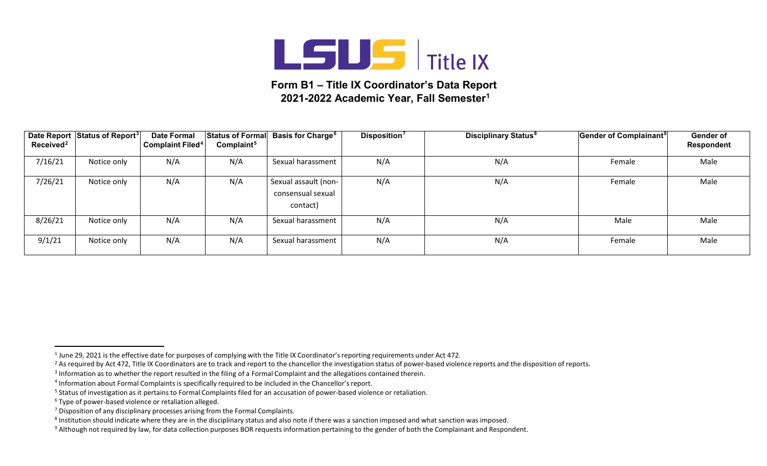# LSUS | Title IX

## Form B1 – Title IX Coordinator's Data Report 2021-2022 Academic Year, Fall Semester[1]

| Date Report Received[2] | Status of Report[3] | Date Formal Complaint Filed[4] | Status of Formal Complaint[5] | Basis for Charge[6] | Disposition[7] | Disciplinary Status[8] | Gender of Complainant[9] | Gender of Respondent |
|---|---|---|---|---|---|---|---|---|
| 7/16/21 | Notice only | N/A | N/A | Sexual harassment | N/A | N/A | Female | Male |
| 7/26/21 | Notice only | N/A | N/A | Sexual assault (non-consensual sexual contact) | N/A | N/A | Female | Male |
| 8/26/21 | Notice only | N/A | N/A | Sexual harassment | N/A | N/A | Male | Male |
| 9/1/21 | Notice only | N/A | N/A | Sexual harassment | N/A | N/A | Female | Male |

[1] June 29, 2021 is the effective date for purposes of complying with the Title IX Coordinator's reporting requirements under Act 472.

[2] As required by Act 472, Title IX Coordinators are to track and report to the chancellor the investigation status of power-based violence reports and the disposition of reports.

[3] Information as to whether the report resulted in the filing of a Formal Complaint and the allegations contained therein.

[4] Information about Formal Complaints is specifically required to be included in the Chancellor's report.

[5] Status of investigation as it pertains to Formal Complaints filed for an accusation of power-based violence or retaliation.

[6] Type of power-based violence or retaliation alleged.

[7] Disposition of any disciplinary processes arising from the Formal Complaints.

[8] Institution should indicate where they are in the disciplinary status and also note if there was a sanction imposed and what sanction was imposed.

[9] Although not required by law, for data collection purposes BOR requests information pertaining to the gender of both the Complainant and Respondent.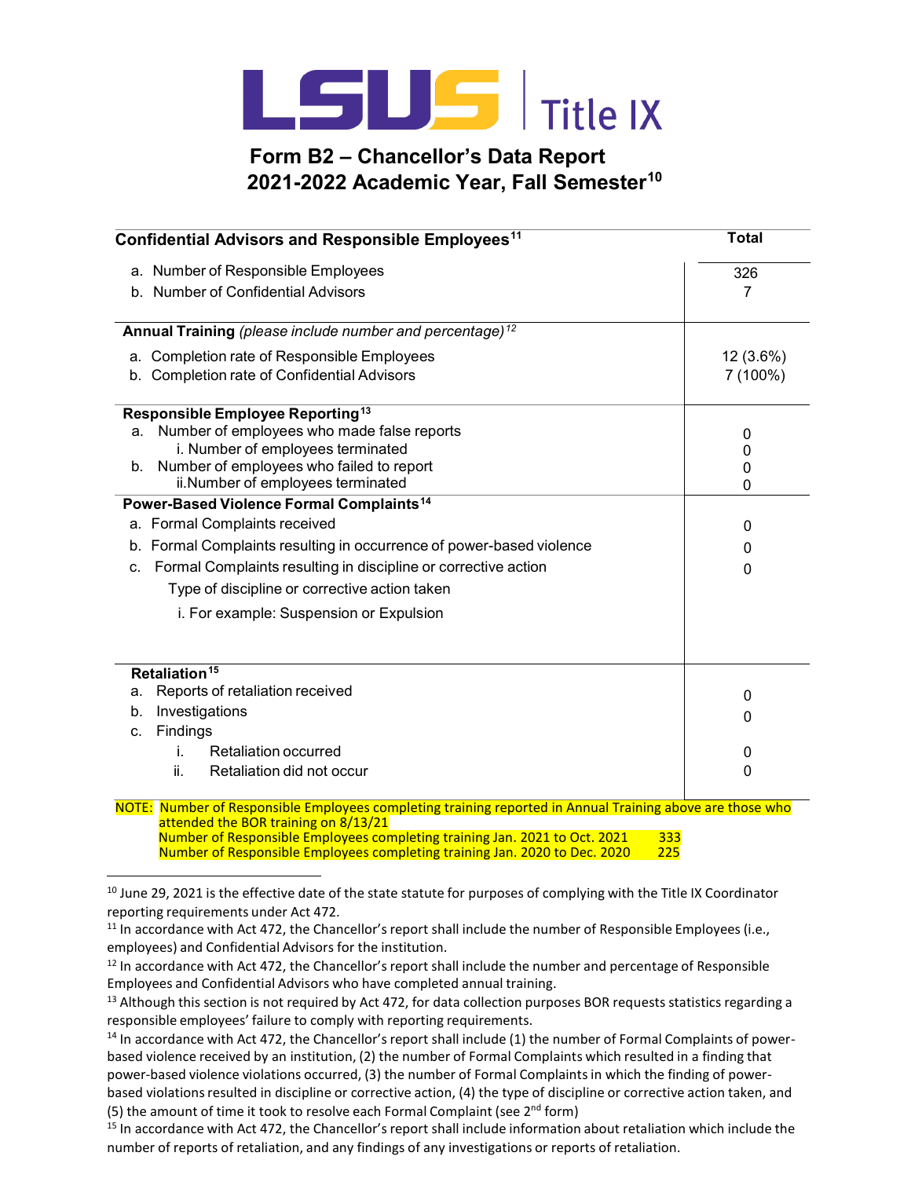LSUS | Title IX

# Form B2 – Chancellor's Data Report 2021-2022 Academic Year, Fall Semester[10]

| Confidential Advisors and Responsible Employees[11] | Total |
|---|---|
| a. Number of Responsible Employees | 326 |
| b. Number of Confidential Advisors | 7 |
| **Annual Training** *(please include number and percentage)*[12] | |
| a. Completion rate of Responsible Employees | 12 (3.6%) |
| b. Completion rate of Confidential Advisors | 7 (100%) |
| **Responsible Employee Reporting**[13] | |
| a. Number of employees who made false reports | 0 |
| i. Number of employees terminated | 0 |
| b. Number of employees who failed to report | 0 |
| ii. Number of employees terminated | 0 |
| **Power-Based Violence Formal Complaints**[14] | |
| a. Formal Complaints received | 0 |
| b. Formal Complaints resulting in occurrence of power-based violence | 0 |
| c. Formal Complaints resulting in discipline or corrective action | 0 |
| Type of discipline or corrective action taken | |
| i. For example: Suspension or Expulsion | |
| **Retaliation**[15] | |
| a. Reports of retaliation received | 0 |
| b. Investigations | 0 |
| c. Findings | |
| i. Retaliation occurred | 0 |
| ii. Retaliation did not occur | 0 |

NOTE: Number of Responsible Employees completing training reported in Annual Training above are those who attended the BOR training on 8/13/21
Number of Responsible Employees completing training Jan. 2021 to Oct. 2021 333
Number of Responsible Employees completing training Jan. 2020 to Dec. 2020 225

---

[10] June 29, 2021 is the effective date of the state statute for purposes of complying with the Title IX Coordinator reporting requirements under Act 472.

[11] In accordance with Act 472, the Chancellor's report shall include the number of Responsible Employees (i.e., employees) and Confidential Advisors for the institution.

[12] In accordance with Act 472, the Chancellor's report shall include the number and percentage of Responsible Employees and Confidential Advisors who have completed annual training.

[13] Although this section is not required by Act 472, for data collection purposes BOR requests statistics regarding a responsible employees' failure to comply with reporting requirements.

[14] In accordance with Act 472, the Chancellor's report shall include (1) the number of Formal Complaints of power-based violence received by an institution, (2) the number of Formal Complaints which resulted in a finding that power-based violence violations occurred, (3) the number of Formal Complaints in which the finding of power-based violations resulted in discipline or corrective action, (4) the type of discipline or corrective action taken, and (5) the amount of time it took to resolve each Formal Complaint (see 2nd form)

[15] In accordance with Act 472, the Chancellor's report shall include information about retaliation which include the number of reports of retaliation, and any findings of any investigations or reports of retaliation.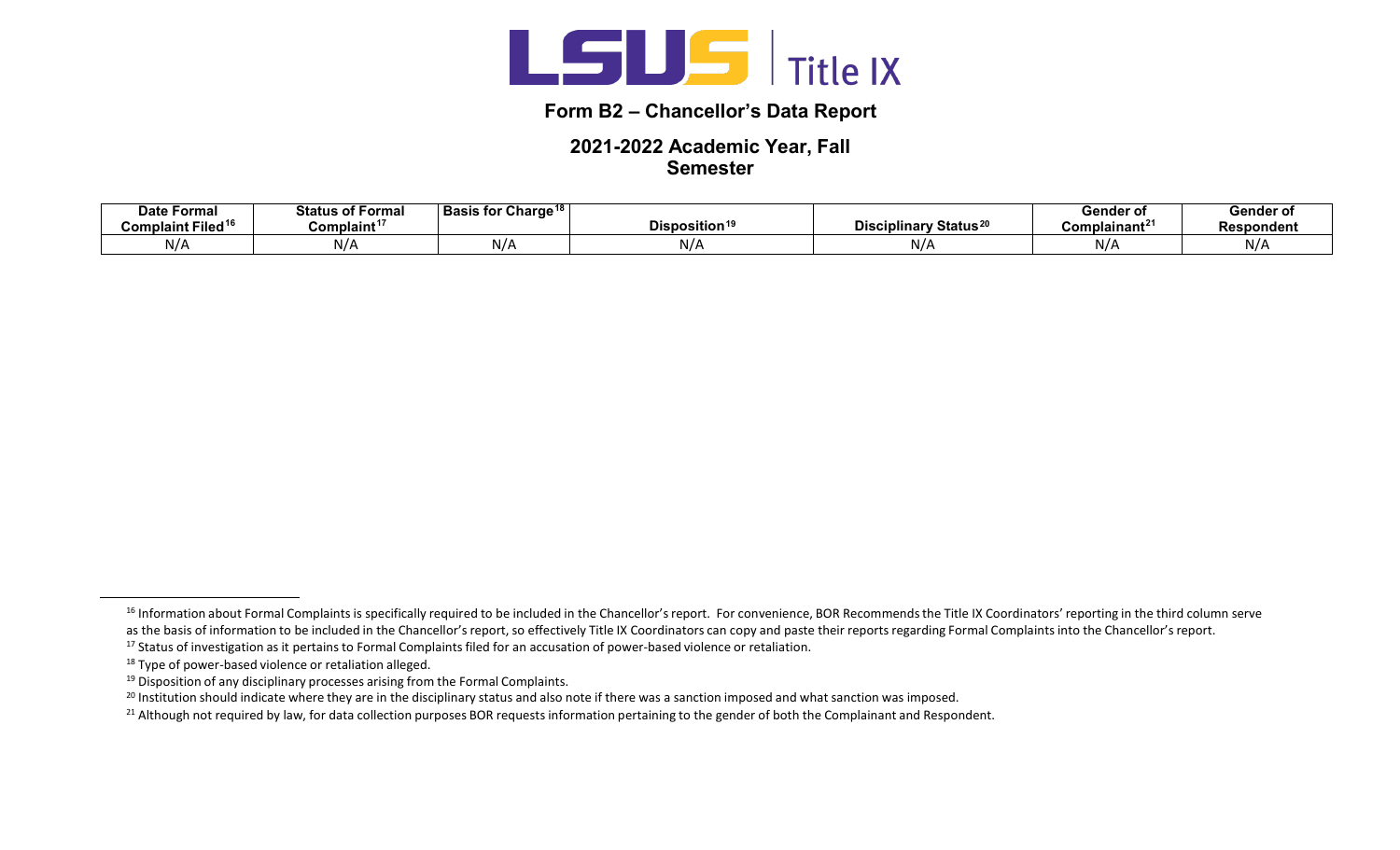LSUS | Title IX

## Form B2 – Chancellor's Data Report

### 2021-2022 Academic Year, Fall Semester

| Date Formal Complaint Filed[16] | Status of Formal Complaint[17] | Basis for Charge[18] | Disposition[19] | Disciplinary Status[20] | Gender of Complainant[21] | Gender of Respondent |
|---|---|---|---|---|---|---|
| N/A | N/A | N/A | N/A | N/A | N/A | N/A |

[16] Information about Formal Complaints is specifically required to be included in the Chancellor's report. For convenience, BOR Recommends the Title IX Coordinators' reporting in the third column serve as the basis of information to be included in the Chancellor's report, so effectively Title IX Coordinators can copy and paste their reports regarding Formal Complaints into the Chancellor's report.

[17] Status of investigation as it pertains to Formal Complaints filed for an accusation of power-based violence or retaliation.

[18] Type of power-based violence or retaliation alleged.

[19] Disposition of any disciplinary processes arising from the Formal Complaints.

[20] Institution should indicate where they are in the disciplinary status and also note if there was a sanction imposed and what sanction was imposed.

[21] Although not required by law, for data collection purposes BOR requests information pertaining to the gender of both the Complainant and Respondent.